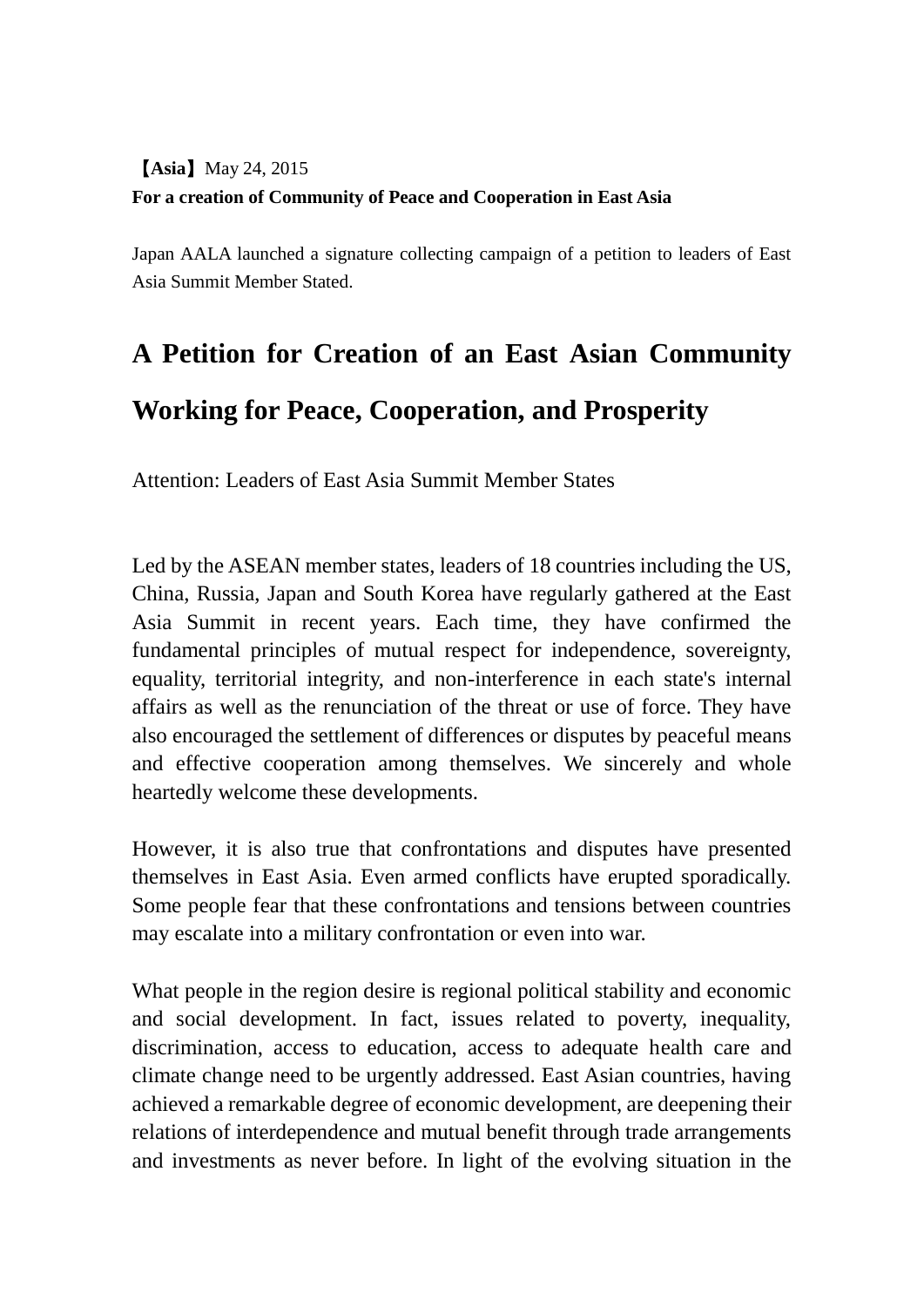**【Asia】** May 24, 2015

**For a creation of Community of Peace and Cooperation in East Asia**

Japan AALA launched a signature collecting campaign of a petition to leaders of East Asia Summit Member Stated.

# A Petition for Creation of an East Asian Community Working for Peace, Cooperation, and Prosperity

Attention: Leaders of East Asia Summit Member States

Led by the ASEAN member states, leaders of 18 countries including the US, China, Russia, Japan and South Korea have regularly gathered at the East Asia Summit in recent years. Each time, they have confirmed the fundamental principles of mutual respect for independence, sovereignty, equality, territorial integrity, and non-interference in each state's internal affairs as well as the renunciation of the threat or use of force. They have also encouraged the settlement of differences or disputes by peaceful means and effective cooperation among themselves. We sincerely and whole heartedly welcome these developments.

However, it is also true that confrontations and disputes have presented themselves in East Asia. Even armed conflicts have erupted sporadically. Some people fear that these confrontations and tensions between countries may escalate into a military confrontation or even into war.

What people in the region desire is regional political stability and economic and social development. In fact, issues related to poverty, inequality, discrimination, access to education, access to adequate health care and climate change need to be urgently addressed. East Asian countries, having achieved a remarkable degree of economic development, are deepening their relations of interdependence and mutual benefit through trade arrangements and investments as never before. In light of the evolving situation in the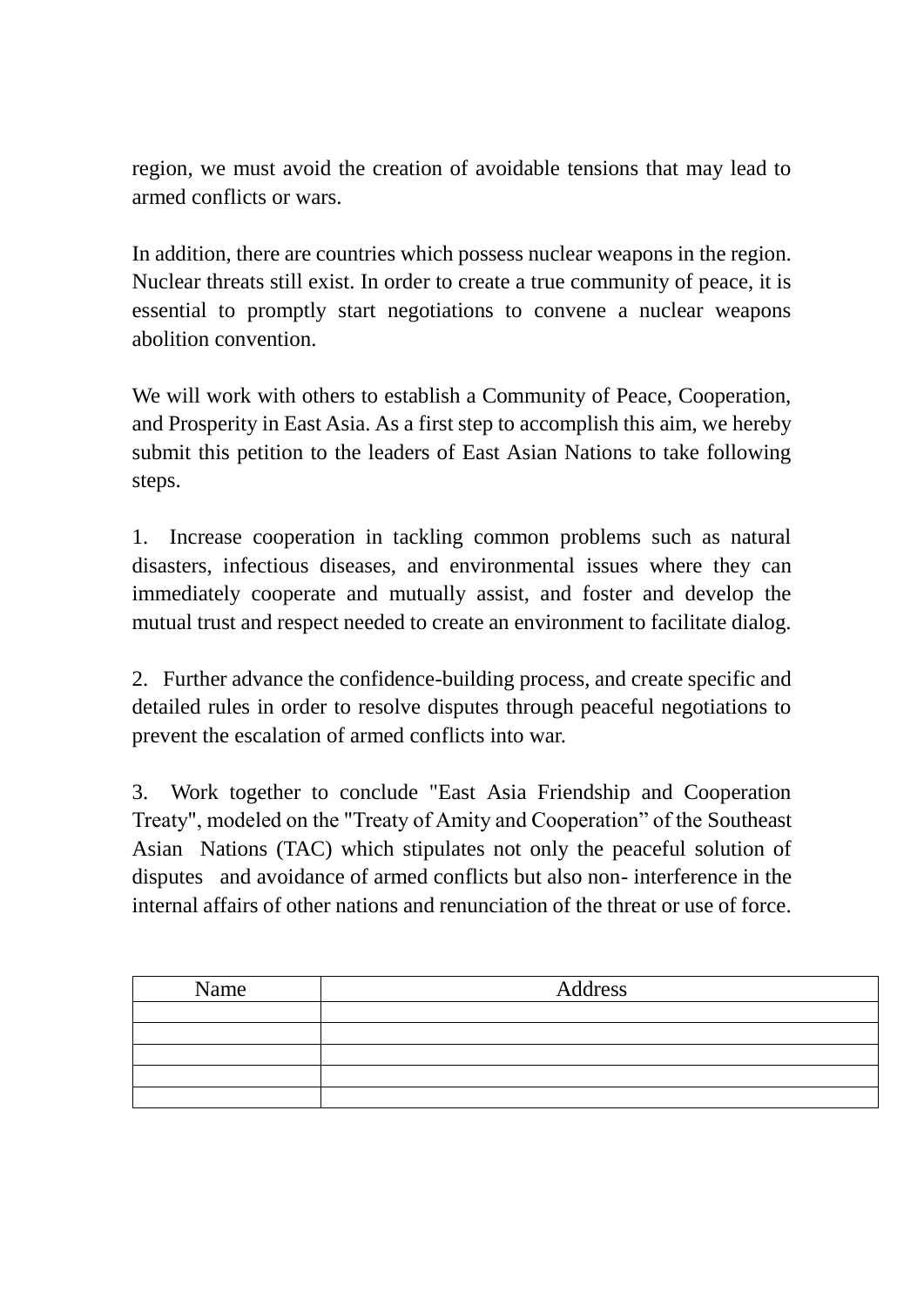region, we must avoid the creation of avoidable tensions that may lead to armed conflicts or wars.

In addition, there are countries which possess nuclear weapons in the region. Nuclear threats still exist. In order to create a true community of peace, it is essential to promptly start negotiations to convene a nuclear weapons abolition convention.

We will work with others to establish a Community of Peace, Cooperation, and Prosperity in East Asia. As a first step to accomplish this aim, we hereby submit this petition to the leaders of East Asian Nations to take following steps.

1. Increase cooperation in tackling common problems such as natural disasters, infectious diseases, and environmental issues where they can immediately cooperate and mutually assist, and foster and develop the mutual trust and respect needed to create an environment to facilitate dialog.

2. Further advance the confidence-building process, and create specific and detailed rules in order to resolve disputes through peaceful negotiations to prevent the escalation of armed conflicts into war.

3. Work together to conclude "East Asia Friendship and Cooperation Treaty", modeled on the "Treaty of Amity and Cooperation" of the Southeast Asian Nations (TAC) which stipulates not only the peaceful solution of disputes and avoidance of armed conflicts but also non- interference in the internal affairs of other nations and renunciation of the threat or use of force.

| Name | Address |
| --- | --- |
| | |
| | |
| | |
| | |
| | |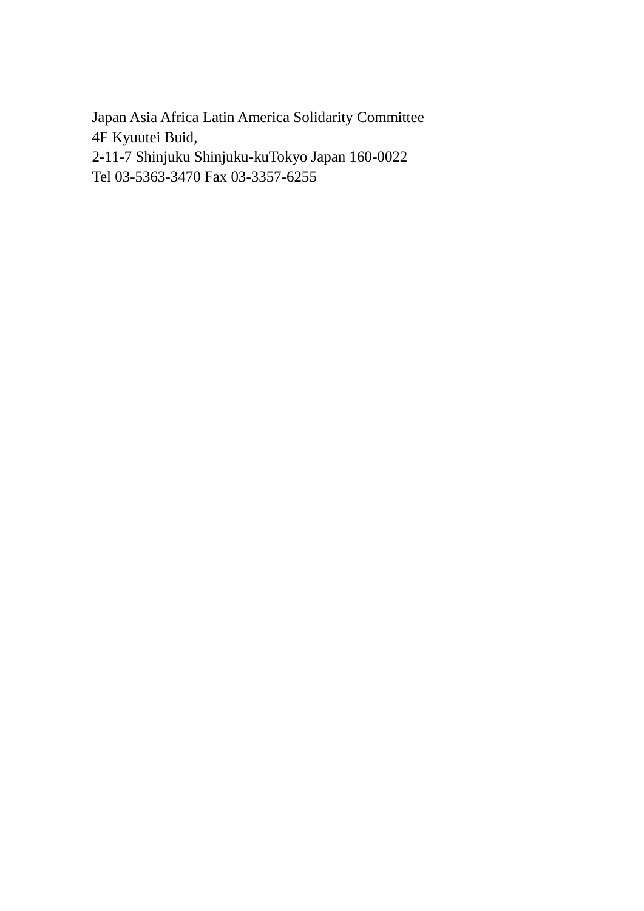Japan Asia Africa Latin America Solidarity Committee
4F Kyuutei Buid,
2-11-7 Shinjuku Shinjuku-kuTokyo Japan 160-0022
Tel 03-5363-3470 Fax 03-3357-6255